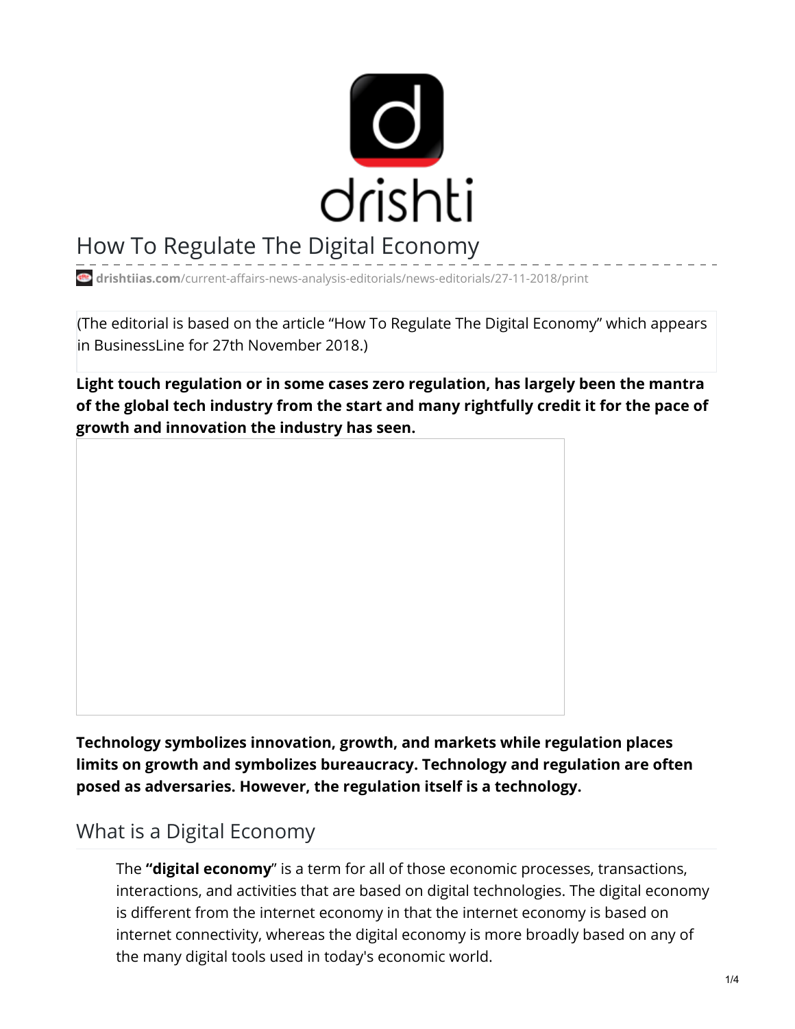# How To Regulate The Digital Economy

drishtiias.com/current-affairs-news-analysis-editorials/news-editorials/27-11-2018/print

(The editorial is based on the article "How To Regulate The Digital Economy" which appears in BusinessLine for 27th November 2018.)

**Light touch regulation or in some cases zero regulation, has largely been the mantra of the global tech industry from the start and many rightfully credit it for the pace of growth and innovation the industry has seen.**

**Technology symbolizes innovation, growth, and markets while regulation places limits on growth and symbolizes bureaucracy. Technology and regulation are often posed as adversaries. However, the regulation itself is a technology.**

## What is a Digital Economy

The **"digital economy"** is a term for all of those economic processes, transactions, interactions, and activities that are based on digital technologies. The digital economy is different from the internet economy in that the internet economy is based on internet connectivity, whereas the digital economy is more broadly based on any of the many digital tools used in today's economic world.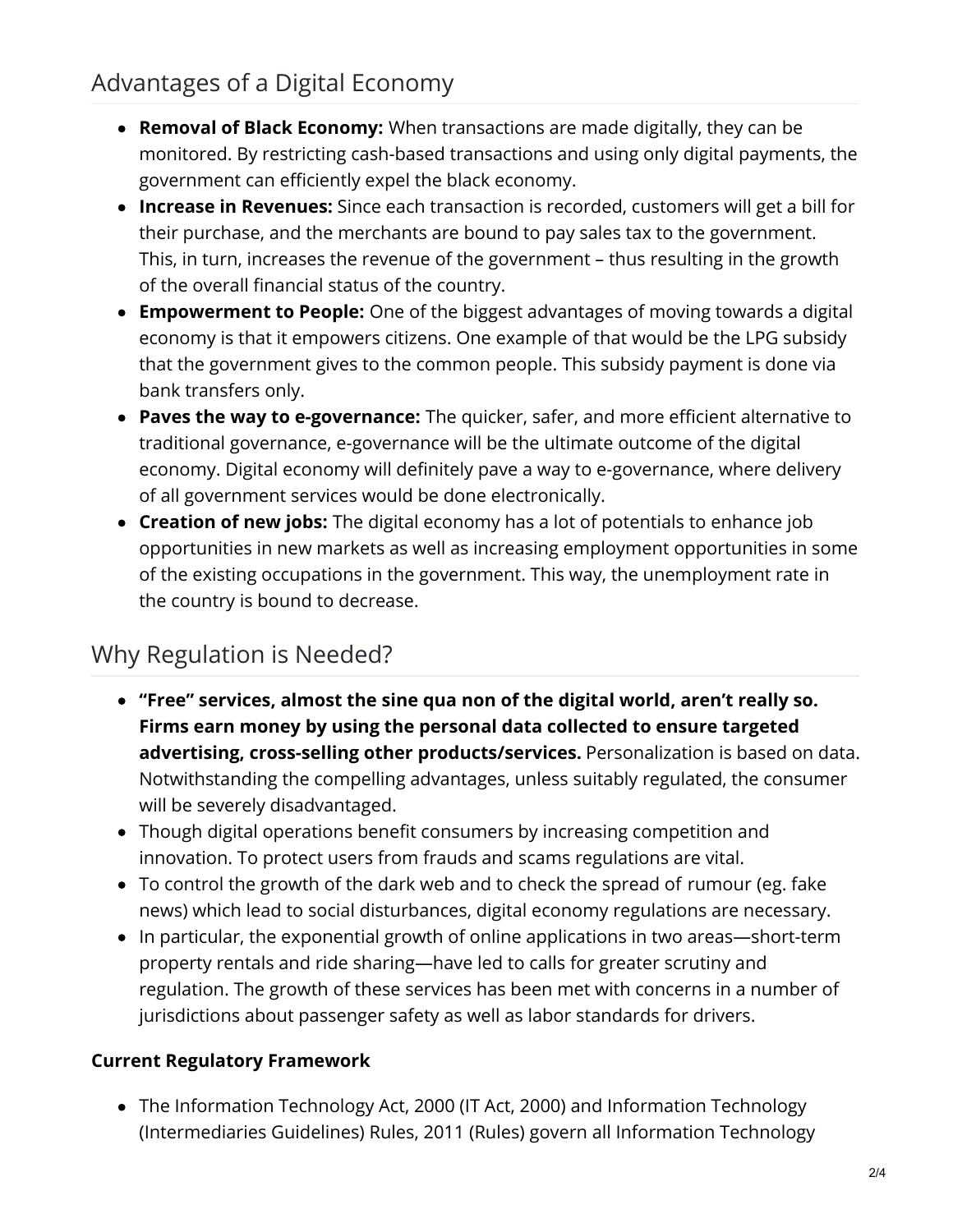## Advantages of a Digital Economy

- **Removal of Black Economy:** When transactions are made digitally, they can be monitored. By restricting cash-based transactions and using only digital payments, the government can efficiently expel the black economy.
- **Increase in Revenues:** Since each transaction is recorded, customers will get a bill for their purchase, and the merchants are bound to pay sales tax to the government. This, in turn, increases the revenue of the government – thus resulting in the growth of the overall financial status of the country.
- **Empowerment to People:** One of the biggest advantages of moving towards a digital economy is that it empowers citizens. One example of that would be the LPG subsidy that the government gives to the common people. This subsidy payment is done via bank transfers only.
- **Paves the way to e-governance:** The quicker, safer, and more efficient alternative to traditional governance, e-governance will be the ultimate outcome of the digital economy. Digital economy will definitely pave a way to e-governance, where delivery of all government services would be done electronically.
- **Creation of new jobs:** The digital economy has a lot of potentials to enhance job opportunities in new markets as well as increasing employment opportunities in some of the existing occupations in the government. This way, the unemployment rate in the country is bound to decrease.

## Why Regulation is Needed?

- **"Free" services, almost the sine qua non of the digital world, aren't really so. Firms earn money by using the personal data collected to ensure targeted advertising, cross-selling other products/services.** Personalization is based on data. Notwithstanding the compelling advantages, unless suitably regulated, the consumer will be severely disadvantaged.
- Though digital operations benefit consumers by increasing competition and innovation. To protect users from frauds and scams regulations are vital.
- To control the growth of the dark web and to check the spread of rumour (eg. fake news) which lead to social disturbances, digital economy regulations are necessary.
- In particular, the exponential growth of online applications in two areas—short-term property rentals and ride sharing—have led to calls for greater scrutiny and regulation. The growth of these services has been met with concerns in a number of jurisdictions about passenger safety as well as labor standards for drivers.

**Current Regulatory Framework**

- The Information Technology Act, 2000 (IT Act, 2000) and Information Technology (Intermediaries Guidelines) Rules, 2011 (Rules) govern all Information Technology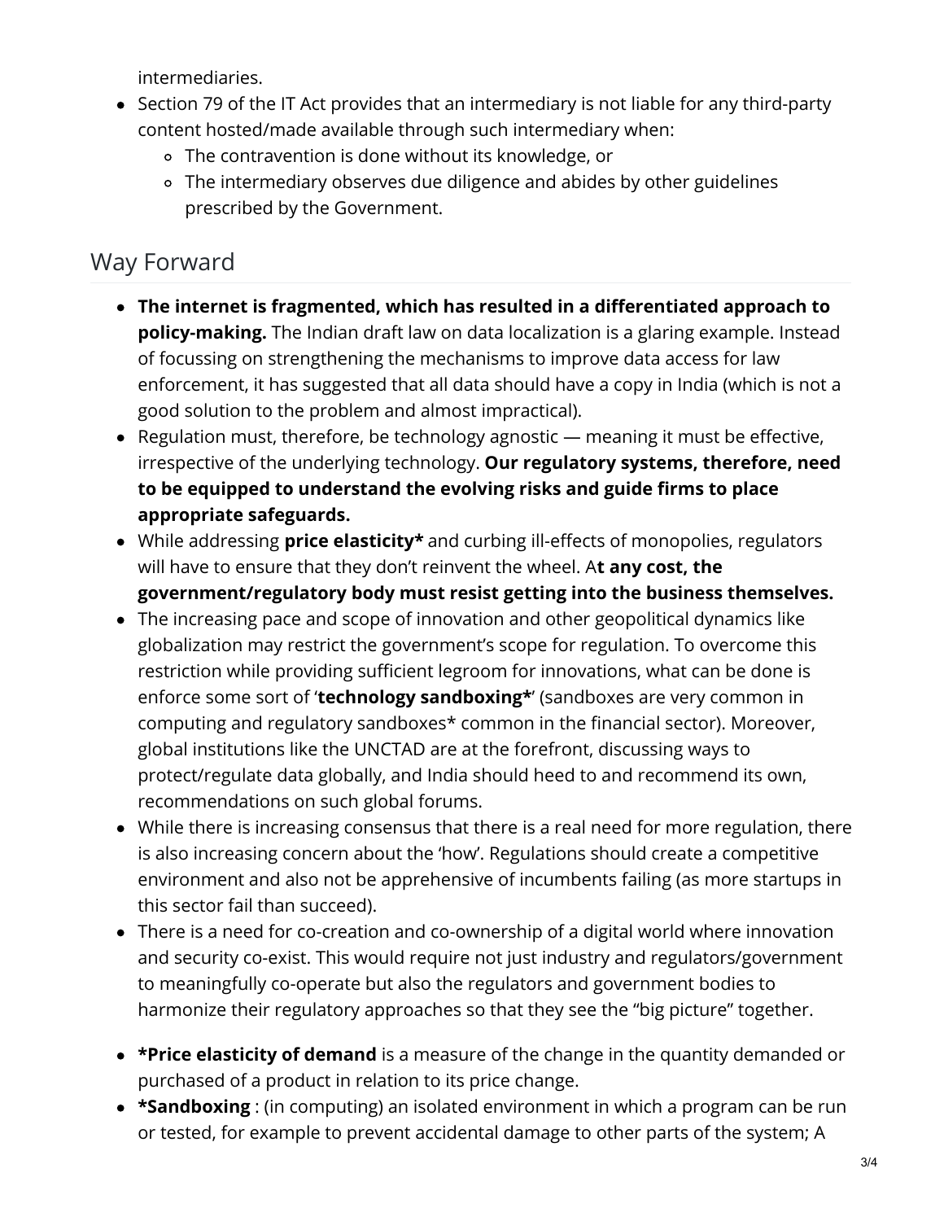intermediaries.

- Section 79 of the IT Act provides that an intermediary is not liable for any third-party content hosted/made available through such intermediary when:
  - The contravention is done without its knowledge, or
  - The intermediary observes due diligence and abides by other guidelines prescribed by the Government.

## Way Forward

- **The internet is fragmented, which has resulted in a differentiated approach to policy-making.** The Indian draft law on data localization is a glaring example. Instead of focussing on strengthening the mechanisms to improve data access for law enforcement, it has suggested that all data should have a copy in India (which is not a good solution to the problem and almost impractical).
- Regulation must, therefore, be technology agnostic — meaning it must be effective, irrespective of the underlying technology. **Our regulatory systems, therefore, need to be equipped to understand the evolving risks and guide firms to place appropriate safeguards.**
- While addressing **price elasticity*** and curbing ill-effects of monopolies, regulators will have to ensure that they don't reinvent the wheel. A**t any cost, the government/regulatory body must resist getting into the business themselves.**
- The increasing pace and scope of innovation and other geopolitical dynamics like globalization may restrict the government's scope for regulation. To overcome this restriction while providing sufficient legroom for innovations, what can be done is enforce some sort of '**technology sandboxing***' (sandboxes are very common in computing and regulatory sandboxes* common in the financial sector). Moreover, global institutions like the UNCTAD are at the forefront, discussing ways to protect/regulate data globally, and India should heed to and recommend its own, recommendations on such global forums.
- While there is increasing consensus that there is a real need for more regulation, there is also increasing concern about the 'how'. Regulations should create a competitive environment and also not be apprehensive of incumbents failing (as more startups in this sector fail than succeed).
- There is a need for co-creation and co-ownership of a digital world where innovation and security co-exist. This would require not just industry and regulators/government to meaningfully co-operate but also the regulators and government bodies to harmonize their regulatory approaches so that they see the "big picture" together.

- ***Price elasticity of demand** is a measure of the change in the quantity demanded or purchased of a product in relation to its price change.
- ***Sandboxing** : (in computing) an isolated environment in which a program can be run or tested, for example to prevent accidental damage to other parts of the system; A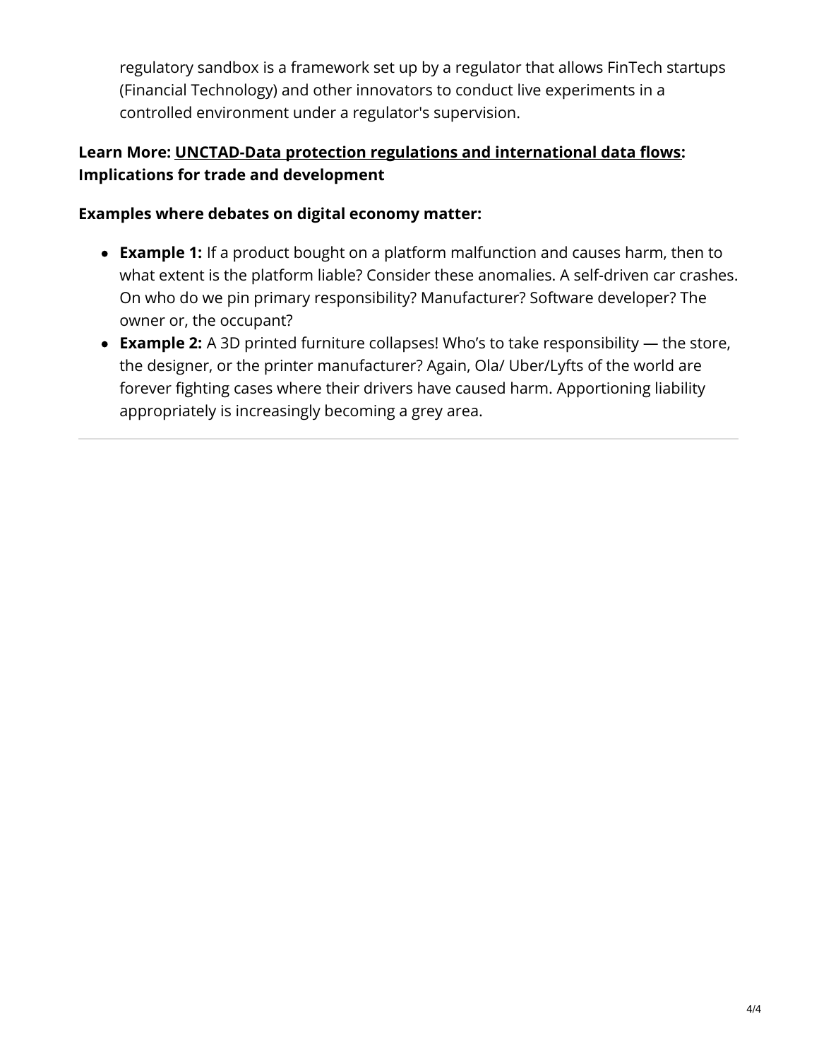regulatory sandbox is a framework set up by a regulator that allows FinTech startups (Financial Technology) and other innovators to conduct live experiments in a controlled environment under a regulator's supervision.

**Learn More: UNCTAD-Data protection regulations and international data flows: Implications for trade and development**

**Examples where debates on digital economy matter:**

- **Example 1:** If a product bought on a platform malfunction and causes harm, then to what extent is the platform liable? Consider these anomalies. A self-driven car crashes. On who do we pin primary responsibility? Manufacturer? Software developer? The owner or, the occupant?
- **Example 2:** A 3D printed furniture collapses! Who's to take responsibility — the store, the designer, or the printer manufacturer? Again, Ola/ Uber/Lyfts of the world are forever fighting cases where their drivers have caused harm. Apportioning liability appropriately is increasingly becoming a grey area.